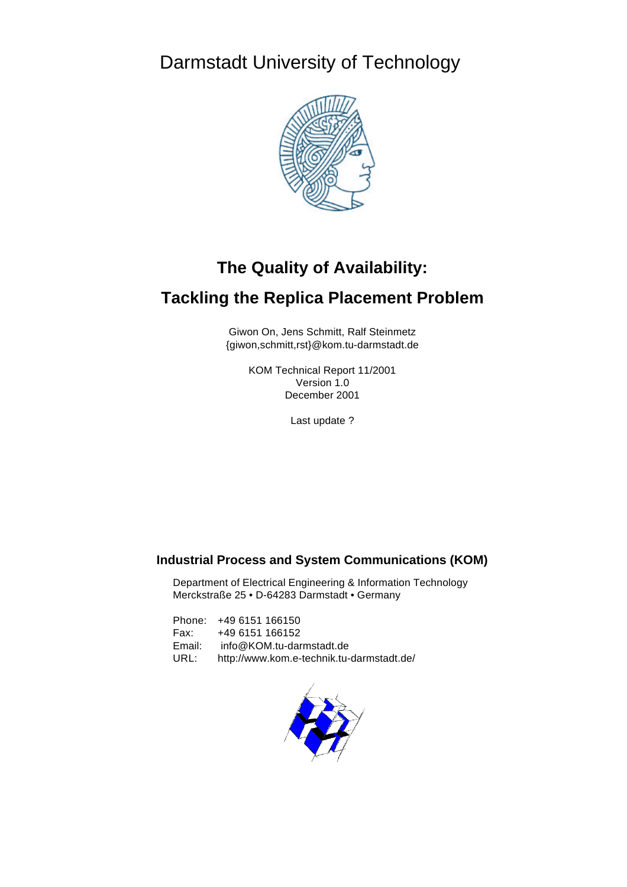Darmstadt University of Technology

# The Quality of Availability:

# Tackling the Replica Placement Problem

Giwon On, Jens Schmitt, Ralf Steinmetz
{giwon,schmitt,rst}@kom.tu-darmstadt.de

KOM Technical Report 11/2001
Version 1.0
December 2001

Last update ?

## Industrial Process and System Communications (KOM)

Department of Electrical Engineering & Information Technology
Merckstraße 25 • D-64283 Darmstadt • Germany

Phone: +49 6151 166150
Fax: +49 6151 166152
Email: info@KOM.tu-darmstadt.de
URL: http://www.kom.e-technik.tu-darmstadt.de/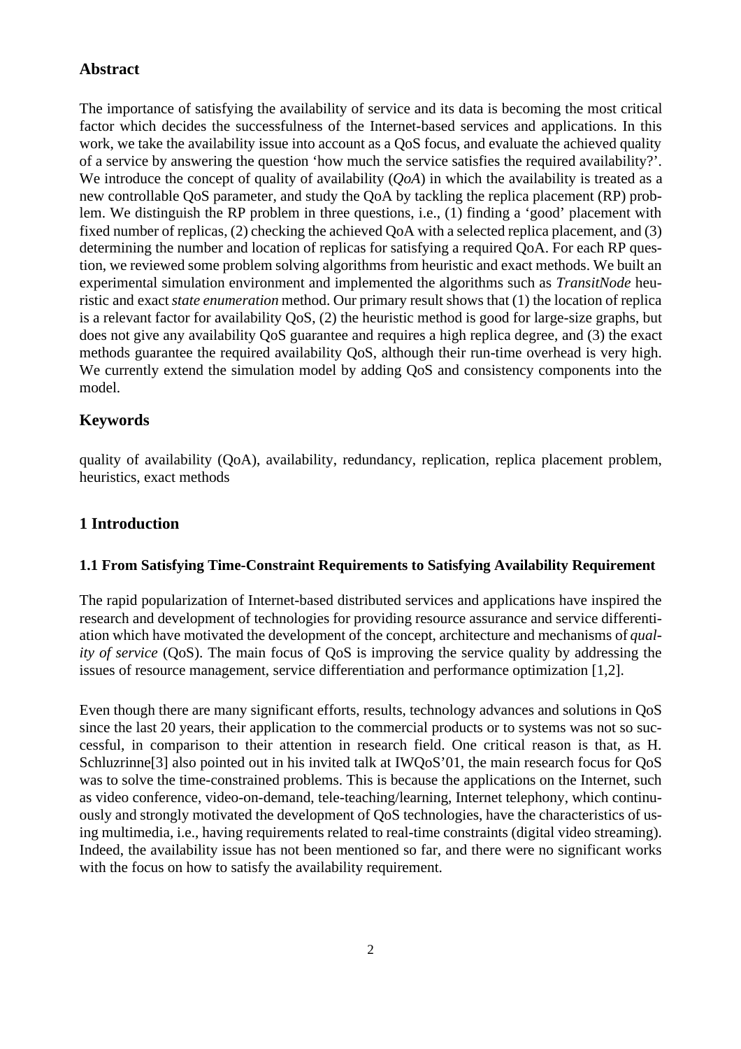## Abstract

The importance of satisfying the availability of service and its data is becoming the most critical factor which decides the successfulness of the Internet-based services and applications. In this work, we take the availability issue into account as a QoS focus, and evaluate the achieved quality of a service by answering the question 'how much the service satisfies the required availability?'. We introduce the concept of quality of availability (*QoA*) in which the availability is treated as a new controllable QoS parameter, and study the QoA by tackling the replica placement (RP) problem. We distinguish the RP problem in three questions, i.e., (1) finding a 'good' placement with fixed number of replicas, (2) checking the achieved QoA with a selected replica placement, and (3) determining the number and location of replicas for satisfying a required QoA. For each RP question, we reviewed some problem solving algorithms from heuristic and exact methods. We built an experimental simulation environment and implemented the algorithms such as *TransitNode* heuristic and exact *state enumeration* method. Our primary result shows that (1) the location of replica is a relevant factor for availability QoS, (2) the heuristic method is good for large-size graphs, but does not give any availability QoS guarantee and requires a high replica degree, and (3) the exact methods guarantee the required availability QoS, although their run-time overhead is very high. We currently extend the simulation model by adding QoS and consistency components into the model.

## Keywords

quality of availability (QoA), availability, redundancy, replication, replica placement problem, heuristics, exact methods

## 1 Introduction

### 1.1 From Satisfying Time-Constraint Requirements to Satisfying Availability Requirement

The rapid popularization of Internet-based distributed services and applications have inspired the research and development of technologies for providing resource assurance and service differentiation which have motivated the development of the concept, architecture and mechanisms of *quality of service* (QoS). The main focus of QoS is improving the service quality by addressing the issues of resource management, service differentiation and performance optimization [1,2].

Even though there are many significant efforts, results, technology advances and solutions in QoS since the last 20 years, their application to the commercial products or to systems was not so successful, in comparison to their attention in research field. One critical reason is that, as H. Schluzrinne[3] also pointed out in his invited talk at IWQoS'01, the main research focus for QoS was to solve the time-constrained problems. This is because the applications on the Internet, such as video conference, video-on-demand, tele-teaching/learning, Internet telephony, which continuously and strongly motivated the development of QoS technologies, have the characteristics of using multimedia, i.e., having requirements related to real-time constraints (digital video streaming). Indeed, the availability issue has not been mentioned so far, and there were no significant works with the focus on how to satisfy the availability requirement.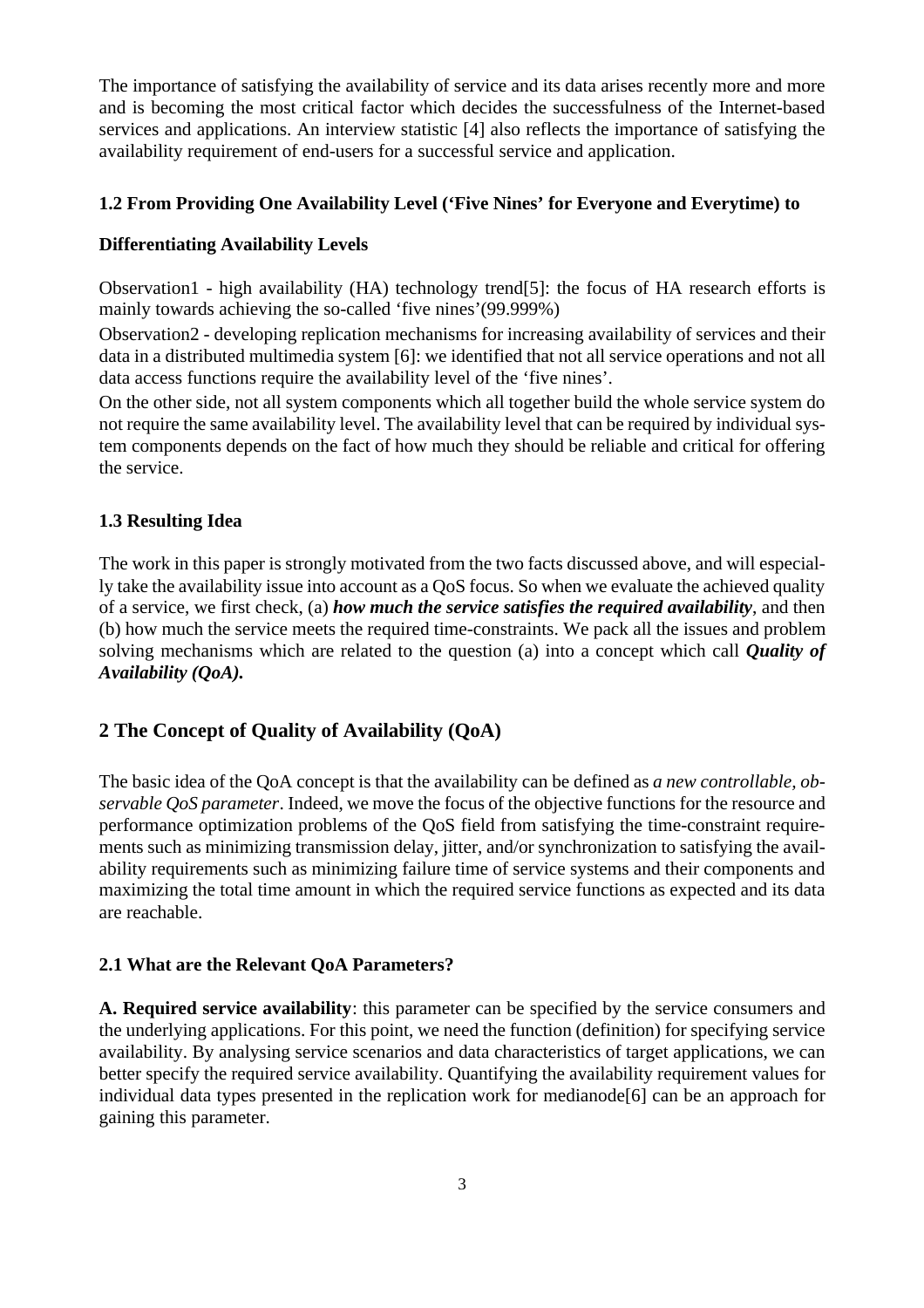The importance of satisfying the availability of service and its data arises recently more and more and is becoming the most critical factor which decides the successfulness of the Internet-based services and applications. An interview statistic [4] also reflects the importance of satisfying the availability requirement of end-users for a successful service and application.

### 1.2 From Providing One Availability Level ('Five Nines' for Everyone and Everytime) to Differentiating Availability Levels

Observation1 - high availability (HA) technology trend[5]: the focus of HA research efforts is mainly towards achieving the so-called 'five nines'(99.999%)

Observation2 - developing replication mechanisms for increasing availability of services and their data in a distributed multimedia system [6]: we identified that not all service operations and not all data access functions require the availability level of the 'five nines'.

On the other side, not all system components which all together build the whole service system do not require the same availability level. The availability level that can be required by individual system components depends on the fact of how much they should be reliable and critical for offering the service.

### 1.3 Resulting Idea

The work in this paper is strongly motivated from the two facts discussed above, and will especially take the availability issue into account as a QoS focus. So when we evaluate the achieved quality of a service, we first check, (a) ***how much the service satisfies the required availability***, and then (b) how much the service meets the required time-constraints. We pack all the issues and problem solving mechanisms which are related to the question (a) into a concept which call ***Quality of Availability (QoA).***

## 2 The Concept of Quality of Availability (QoA)

The basic idea of the QoA concept is that the availability can be defined as *a new controllable, observable QoS parameter*. Indeed, we move the focus of the objective functions for the resource and performance optimization problems of the QoS field from satisfying the time-constraint requirements such as minimizing transmission delay, jitter, and/or synchronization to satisfying the availability requirements such as minimizing failure time of service systems and their components and maximizing the total time amount in which the required service functions as expected and its data are reachable.

### 2.1 What are the Relevant QoA Parameters?

**A. Required service availability**: this parameter can be specified by the service consumers and the underlying applications. For this point, we need the function (definition) for specifying service availability. By analysing service scenarios and data characteristics of target applications, we can better specify the required service availability. Quantifying the availability requirement values for individual data types presented in the replication work for medianode[6] can be an approach for gaining this parameter.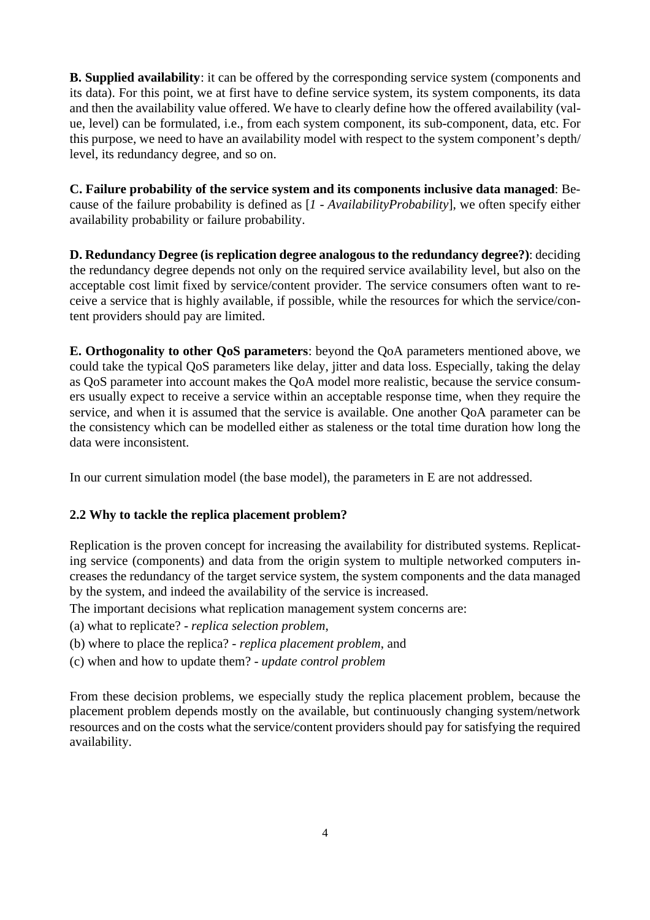**B. Supplied availability**: it can be offered by the corresponding service system (components and its data). For this point, we at first have to define service system, its system components, its data and then the availability value offered. We have to clearly define how the offered availability (value, level) can be formulated, i.e., from each system component, its sub-component, data, etc. For this purpose, we need to have an availability model with respect to the system component's depth/ level, its redundancy degree, and so on.

**C. Failure probability of the service system and its components inclusive data managed**: Because of the failure probability is defined as [*1 - AvailabilityProbability*], we often specify either availability probability or failure probability.

**D. Redundancy Degree (is replication degree analogous to the redundancy degree?)**: deciding the redundancy degree depends not only on the required service availability level, but also on the acceptable cost limit fixed by service/content provider. The service consumers often want to receive a service that is highly available, if possible, while the resources for which the service/content providers should pay are limited.

**E. Orthogonality to other QoS parameters**: beyond the QoA parameters mentioned above, we could take the typical QoS parameters like delay, jitter and data loss. Especially, taking the delay as QoS parameter into account makes the QoA model more realistic, because the service consumers usually expect to receive a service within an acceptable response time, when they require the service, and when it is assumed that the service is available. One another QoA parameter can be the consistency which can be modelled either as staleness or the total time duration how long the data were inconsistent.

In our current simulation model (the base model), the parameters in E are not addressed.

### 2.2 Why to tackle the replica placement problem?

Replication is the proven concept for increasing the availability for distributed systems. Replicating service (components) and data from the origin system to multiple networked computers increases the redundancy of the target service system, the system components and the data managed by the system, and indeed the availability of the service is increased.

The important decisions what replication management system concerns are:

(a) what to replicate? - *replica selection problem*,

(b) where to place the replica? - *replica placement problem*, and

(c) when and how to update them? - *update control problem*

From these decision problems, we especially study the replica placement problem, because the placement problem depends mostly on the available, but continuously changing system/network resources and on the costs what the service/content providers should pay for satisfying the required availability.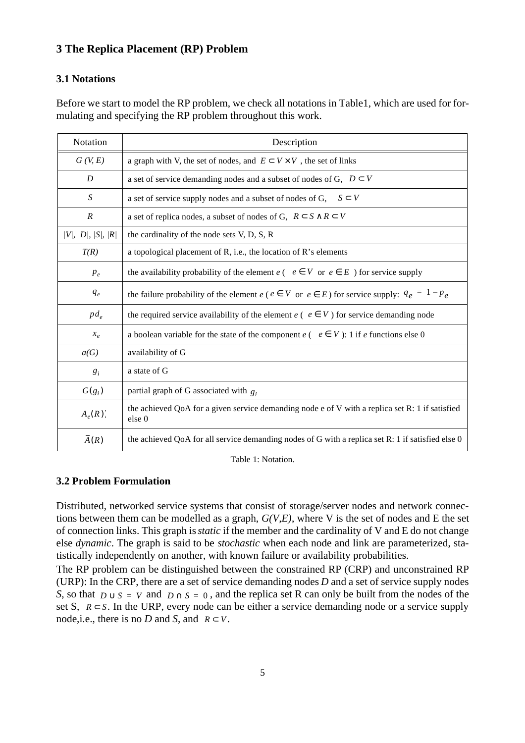## 3 The Replica Placement (RP) Problem

### 3.1 Notations

Before we start to model the RP problem, we check all notations in Table1, which are used for formulating and specifying the RP problem throughout this work.

| Notation | Description |
| --- | --- |
| $G(V, E)$ | a graph with V, the set of nodes, and $E \subset V \times V$ , the set of links |
| $D$ | a set of service demanding nodes and a subset of nodes of G, $D \subset V$ |
| $S$ | a set of service supply nodes and a subset of nodes of G, $S \subset V$ |
| $R$ | a set of replica nodes, a subset of nodes of G, $R \subset S \wedge R \subset V$ |
| $\|V\|, \|D\|, \|S\|, \|R\|$ | the cardinality of the node sets V, D, S, R |
| $T(R)$ | a topological placement of R, i.e., the location of R's elements |
| $p_e$ | the availability probability of the element $e$ ( $e \in V$ or $e \in E$ ) for service supply |
| $q_e$ | the failure probability of the element $e$ ( $e \in V$ or $e \in E$) for service supply: $q_e = 1 - p_e$ |
| $pd_e$ | the required service availability of the element $e$ ( $e \in V$ ) for service demanding node |
| $x_e$ | a boolean variable for the state of the component $e$ ( $e \in V$ ): 1 if $e$ functions else 0 |
| $a(G)$ | availability of G |
| $g_i$ | a state of G |
| $G(g_i)$ | partial graph of G associated with $g_i$ |
| $A_e(R)$ | the achieved QoA for a given service demanding node e of V with a replica set R: 1 if satisfied else 0 |
| $\bar{A}(R)$ | the achieved QoA for all service demanding nodes of G with a replica set R: 1 if satisfied else 0 |

Table 1: Notation.

### 3.2 Problem Formulation

Distributed, networked service systems that consist of storage/server nodes and network connections between them can be modelled as a graph, *G(V,E)*, where V is the set of nodes and E the set of connection links. This graph is *static* if the member and the cardinality of V and E do not change else *dynamic*. The graph is said to be *stochastic* when each node and link are parameterized, statistically independently on another, with known failure or availability probabilities.

The RP problem can be distinguished between the constrained RP (CRP) and unconstrained RP (URP): In the CRP, there are a set of service demanding nodes *D* and a set of service supply nodes *S*, so that $D \cup S = V$ and $D \cap S = 0$ , and the replica set R can only be built from the nodes of the set S, $R \subset S$. In the URP, every node can be either a service demanding node or a service supply node,i.e., there is no *D* and *S*, and $R \subset V$.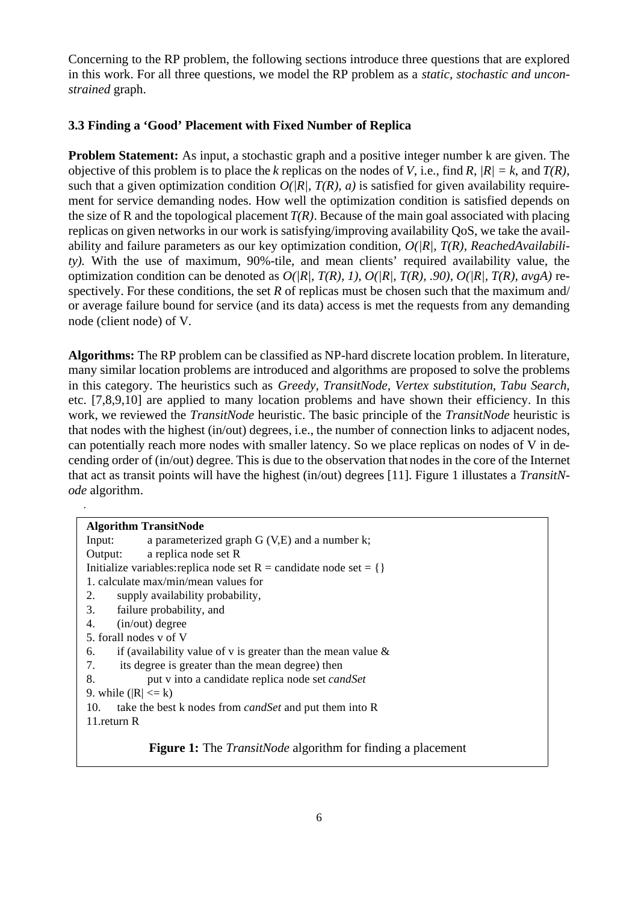Concerning to the RP problem, the following sections introduce three questions that are explored in this work. For all three questions, we model the RP problem as a *static, stochastic and unconstrained* graph.

### 3.3 Finding a 'Good' Placement with Fixed Number of Replica

**Problem Statement:** As input, a stochastic graph and a positive integer number k are given. The objective of this problem is to place the *k* replicas on the nodes of *V*, i.e., find *R*, $|R| = k$, and *T(R)*, such that a given optimization condition *O(|R|, T(R), a)* is satisfied for given availability requirement for service demanding nodes. How well the optimization condition is satisfied depends on the size of R and the topological placement *T(R)*. Because of the main goal associated with placing replicas on given networks in our work is satisfying/improving availability QoS, we take the availability and failure parameters as our key optimization condition, *O(|R|, T(R), ReachedAvailability)*. With the use of maximum, 90%-tile, and mean clients' required availability value, the optimization condition can be denoted as *O(|R|, T(R), 1)*, *O(|R|, T(R), .90)*, *O(|R|, T(R), avgA)* respectively. For these conditions, the set *R* of replicas must be chosen such that the maximum and/ or average failure bound for service (and its data) access is met the requests from any demanding node (client node) of V.

**Algorithms:** The RP problem can be classified as NP-hard discrete location problem. In literature, many similar location problems are introduced and algorithms are proposed to solve the problems in this category. The heuristics such as *Greedy*, *TransitNode*, *Vertex substitution*, *Tabu Search*, etc. [7,8,9,10] are applied to many location problems and have shown their efficiency. In this work, we reviewed the *TransitNode* heuristic. The basic principle of the *TransitNode* heuristic is that nodes with the highest (in/out) degrees, i.e., the number of connection links to adjacent nodes, can potentially reach more nodes with smaller latency. So we place replicas on nodes of V in decending order of (in/out) degree. This is due to the observation that nodes in the core of the Internet that act as transit points will have the highest (in/out) degrees [11]. Figure 1 illustates a *TransitNode* algorithm.

```
Algorithm TransitNode
Input:     a parameterized graph G (V,E) and a number k;
Output:    a replica node set R
Initialize variables:replica node set R = candidate node set = {}
1. calculate max/min/mean values for
2.      supply availability probability,
3.      failure probability, and
4.      (in/out) degree
5. forall nodes v of V
6.      if (availability value of v is greater than the mean value &
7.       its degree is greater than the mean degree) then
8.              put v into a candidate replica node set candSet
9. while (|R| <= k)
10.     take the best k nodes from candSet and put them into R
11.return R
```

**Figure 1:** The *TransitNode* algorithm for finding a placement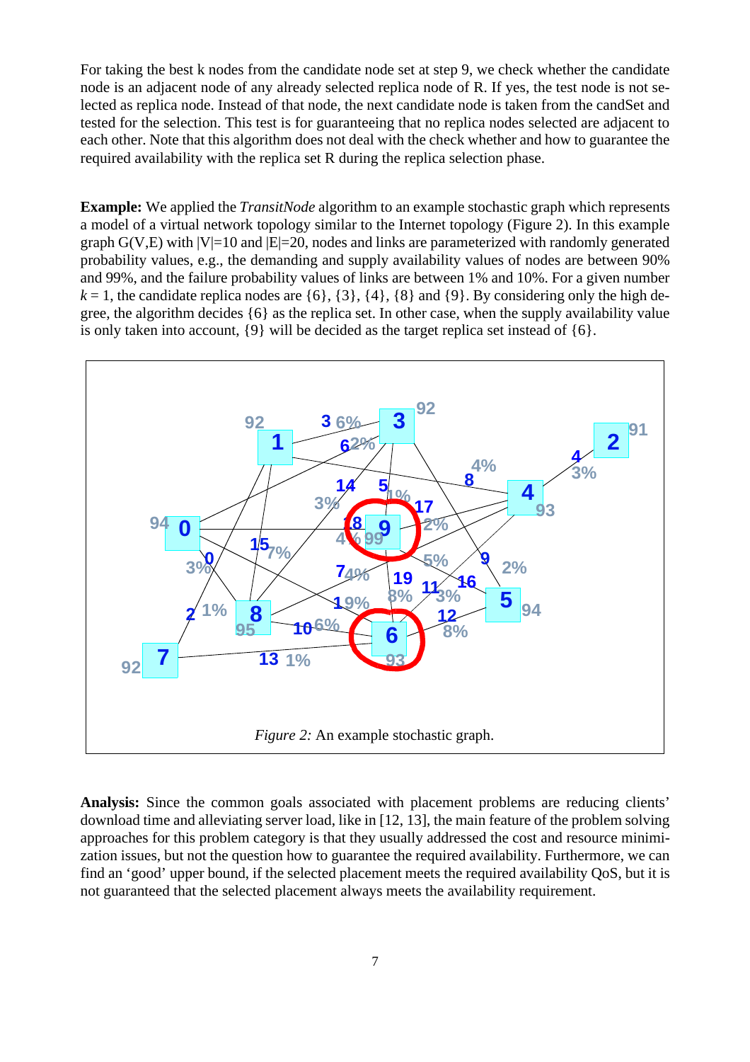For taking the best k nodes from the candidate node set at step 9, we check whether the candidate node is an adjacent node of any already selected replica node of R. If yes, the test node is not selected as replica node. Instead of that node, the next candidate node is taken from the candSet and tested for the selection. This test is for guaranteeing that no replica nodes selected are adjacent to each other. Note that this algorithm does not deal with the check whether and how to guarantee the required availability with the replica set R during the replica selection phase.

**Example:** We applied the *TransitNode* algorithm to an example stochastic graph which represents a model of a virtual network topology similar to the Internet topology (Figure 2). In this example graph G(V,E) with |V|=10 and |E|=20, nodes and links are parameterized with randomly generated probability values, e.g., the demanding and supply availability values of nodes are between 90% and 99%, and the failure probability values of links are between 1% and 10%. For a given number $k = 1$, the candidate replica nodes are {6}, {3}, {4}, {8} and {9}. By considering only the high degree, the algorithm decides {6} as the replica set. In other case, when the supply availability value is only taken into account, {9} will be decided as the target replica set instead of {6}.

*Figure 2:* An example stochastic graph.

**Analysis:** Since the common goals associated with placement problems are reducing clients' download time and alleviating server load, like in [12, 13], the main feature of the problem solving approaches for this problem category is that they usually addressed the cost and resource minimization issues, but not the question how to guarantee the required availability. Furthermore, we can find an 'good' upper bound, if the selected placement meets the required availability QoS, but it is not guaranteed that the selected placement always meets the availability requirement.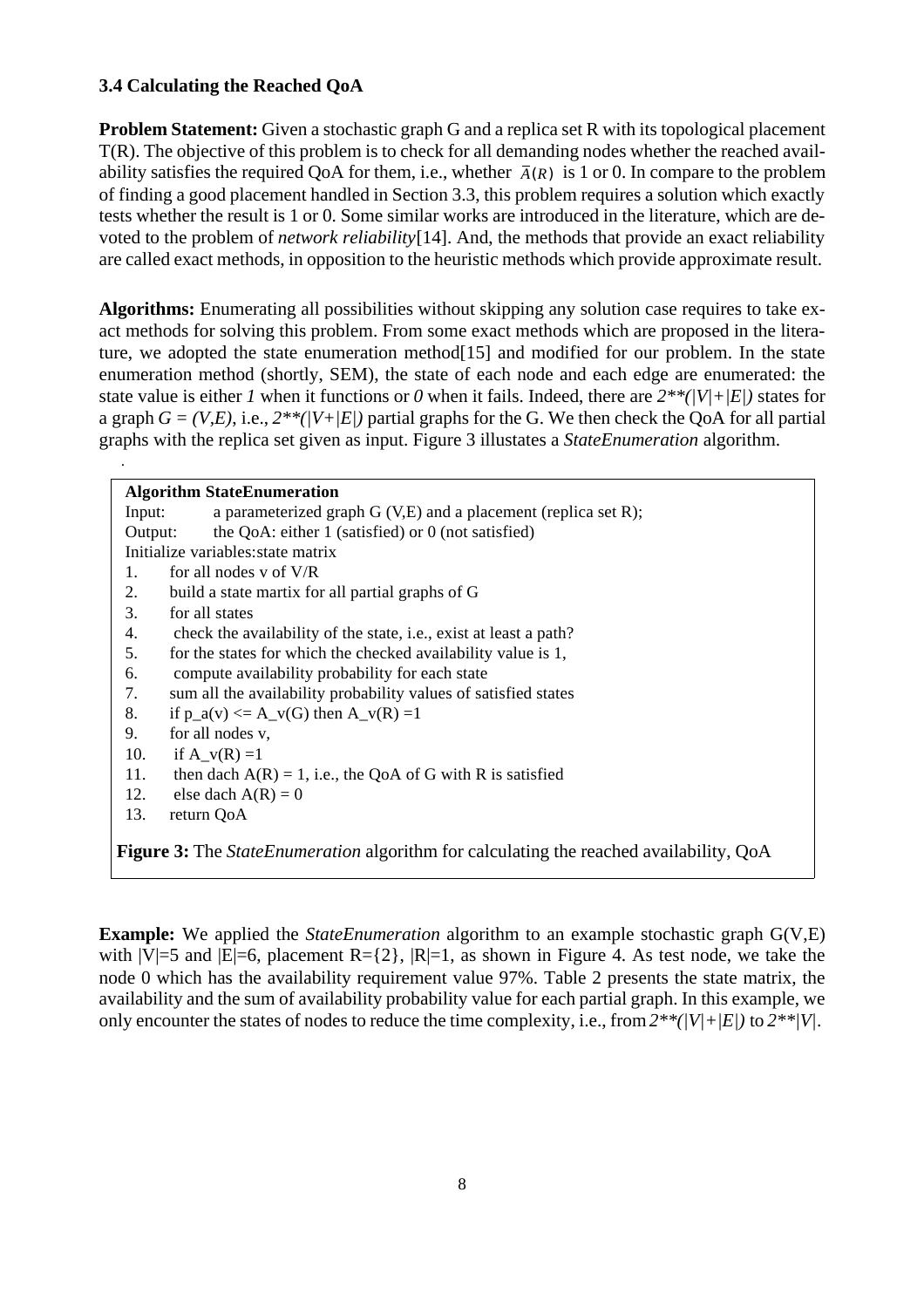### 3.4 Calculating the Reached QoA

**Problem Statement:** Given a stochastic graph G and a replica set R with its topological placement T(R). The objective of this problem is to check for all demanding nodes whether the reached availability satisfies the required QoA for them, i.e., whether $\bar{A}(R)$ is 1 or 0. In compare to the problem of finding a good placement handled in Section 3.3, this problem requires a solution which exactly tests whether the result is 1 or 0. Some similar works are introduced in the literature, which are devoted to the problem of *network reliability*[14]. And, the methods that provide an exact reliability are called exact methods, in opposition to the heuristic methods which provide approximate result.

**Algorithms:** Enumerating all possibilities without skipping any solution case requires to take exact methods for solving this problem. From some exact methods which are proposed in the literature, we adopted the state enumeration method[15] and modified for our problem. In the state enumeration method (shortly, SEM), the state of each node and each edge are enumerated: the state value is either *1* when it functions or *0* when it fails. Indeed, there are *2\*\*(|V|+|E|)* states for a graph *G = (V,E)*, i.e., *2\*\*(|V+|E|)* partial graphs for the G. We then check the QoA for all partial graphs with the replica set given as input. Figure 3 illustates a *StateEnumeration* algorithm.

```
Algorithm StateEnumeration
Input:    a parameterized graph G (V,E) and a placement (replica set R);
Output:   the QoA: either 1 (satisfied) or 0 (not satisfied)
Initialize variables:state matrix
1.   for all nodes v of V/R
2.   build a state martix for all partial graphs of G
3.   for all states
4.    check the availability of the state, i.e., exist at least a path?
5.   for the states for which the checked availability value is 1,
6.    compute availability probability for each state
7.   sum all the availability probability values of satisfied states
8.   if p_a(v) <= A_v(G) then A_v(R) =1
9.   for all nodes v,
10.   if A_v(R) =1
11.   then dach A(R) = 1, i.e., the QoA of G with R is satisfied
12.   else dach A(R) = 0
13.  return QoA
```

**Figure 3:** The *StateEnumeration* algorithm for calculating the reached availability, QoA

**Example:** We applied the *StateEnumeration* algorithm to an example stochastic graph G(V,E) with |V|=5 and |E|=6, placement R={2}, |R|=1, as shown in Figure 4. As test node, we take the node 0 which has the availability requirement value 97%. Table 2 presents the state matrix, the availability and the sum of availability probability value for each partial graph. In this example, we only encounter the states of nodes to reduce the time complexity, i.e., from *2\*\*(|V|+|E|)* to *2\*\*|V|*.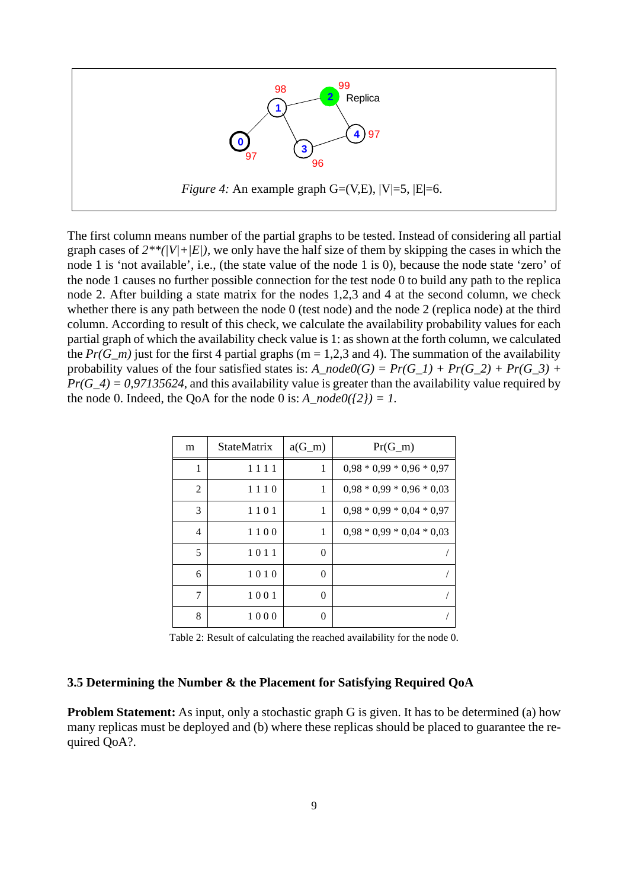*Figure 4:* An example graph G=(V,E), |V|=5, |E|=6.

The first column means number of the partial graphs to be tested. Instead of considering all partial graph cases of $2^{(|V|+|E|)}$, we only have the half size of them by skipping the cases in which the node 1 is 'not available', i.e., (the state value of the node 1 is 0), because the node state 'zero' of the node 1 causes no further possible connection for the test node 0 to build any path to the replica node 2. After building a state matrix for the nodes 1,2,3 and 4 at the second column, we check whether there is any path between the node 0 (test node) and the node 2 (replica node) at the third column. According to result of this check, we calculate the availability probability values for each partial graph of which the availability check value is 1: as shown at the forth column, we calculated the $Pr(G_m)$ just for the first 4 partial graphs (m = 1,2,3 and 4). The summation of the availability probability values of the four satisfied states is: $A_{node0}(G) = Pr(G_1) + Pr(G_2) + Pr(G_3) + Pr(G_4) = 0{,}97135624$, and this availability value is greater than the availability value required by the node 0. Indeed, the QoA for the node 0 is: $A_{node0}(\{2\}) = 1$.

| m | StateMatrix | a(G_m) | Pr(G_m) |
|---|---|---|---|
| 1 | 1 1 1 1 | 1 | 0,98 * 0,99 * 0,96 * 0,97 |
| 2 | 1 1 1 0 | 1 | 0,98 * 0,99 * 0,96 * 0,03 |
| 3 | 1 1 0 1 | 1 | 0,98 * 0,99 * 0,04 * 0,97 |
| 4 | 1 1 0 0 | 1 | 0,98 * 0,99 * 0,04 * 0,03 |
| 5 | 1 0 1 1 | 0 | / |
| 6 | 1 0 1 0 | 0 | / |
| 7 | 1 0 0 1 | 0 | / |
| 8 | 1 0 0 0 | 0 | / |

Table 2: Result of calculating the reached availability for the node 0.

### 3.5 Determining the Number & the Placement for Satisfying Required QoA

**Problem Statement:** As input, only a stochastic graph G is given. It has to be determined (a) how many replicas must be deployed and (b) where these replicas should be placed to guarantee the required QoA?.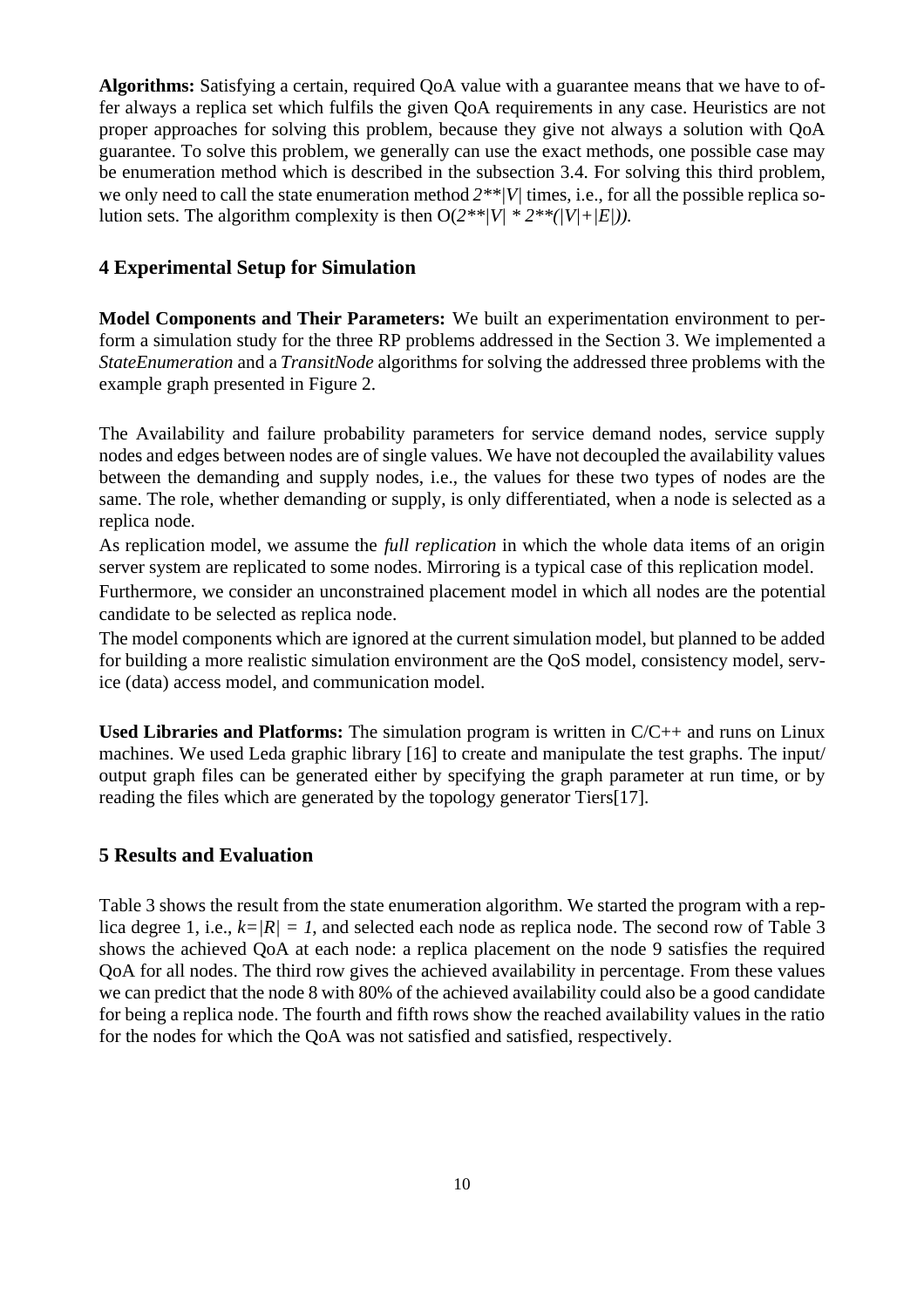**Algorithms:** Satisfying a certain, required QoA value with a guarantee means that we have to offer always a replica set which fulfils the given QoA requirements in any case. Heuristics are not proper approaches for solving this problem, because they give not always a solution with QoA guarantee. To solve this problem, we generally can use the exact methods, one possible case may be enumeration method which is described in the subsection 3.4. For solving this third problem, we only need to call the state enumeration method *2**|V|* times, i.e., for all the possible replica solution sets. The algorithm complexity is then O(*2**|V| * 2**(|V|+|E|)).*

## 4 Experimental Setup for Simulation

**Model Components and Their Parameters:** We built an experimentation environment to perform a simulation study for the three RP problems addressed in the Section 3. We implemented a *StateEnumeration* and a *TransitNode* algorithms for solving the addressed three problems with the example graph presented in Figure 2.

The Availability and failure probability parameters for service demand nodes, service supply nodes and edges between nodes are of single values. We have not decoupled the availability values between the demanding and supply nodes, i.e., the values for these two types of nodes are the same. The role, whether demanding or supply, is only differentiated, when a node is selected as a replica node.

As replication model, we assume the *full replication* in which the whole data items of an origin server system are replicated to some nodes. Mirroring is a typical case of this replication model.

Furthermore, we consider an unconstrained placement model in which all nodes are the potential candidate to be selected as replica node.

The model components which are ignored at the current simulation model, but planned to be added for building a more realistic simulation environment are the QoS model, consistency model, service (data) access model, and communication model.

**Used Libraries and Platforms:** The simulation program is written in C/C++ and runs on Linux machines. We used Leda graphic library [16] to create and manipulate the test graphs. The input/ output graph files can be generated either by specifying the graph parameter at run time, or by reading the files which are generated by the topology generator Tiers[17].

## 5 Results and Evaluation

Table 3 shows the result from the state enumeration algorithm. We started the program with a replica degree 1, i.e., $k=|R| = 1$, and selected each node as replica node. The second row of Table 3 shows the achieved QoA at each node: a replica placement on the node 9 satisfies the required QoA for all nodes. The third row gives the achieved availability in percentage. From these values we can predict that the node 8 with 80% of the achieved availability could also be a good candidate for being a replica node. The fourth and fifth rows show the reached availability values in the ratio for the nodes for which the QoA was not satisfied and satisfied, respectively.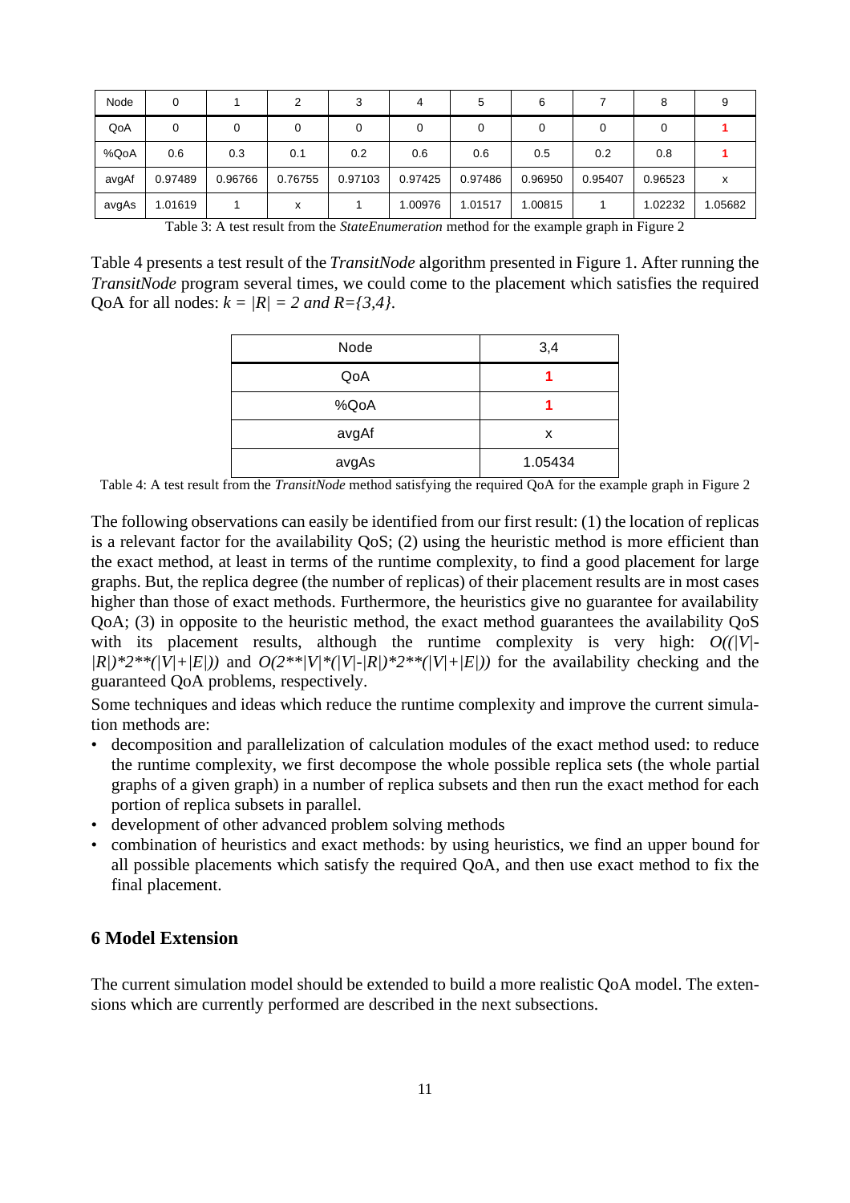| Node | 0 | 1 | 2 | 3 | 4 | 5 | 6 | 7 | 8 | 9 |
|---|---|---|---|---|---|---|---|---|---|---|
| QoA | 0 | 0 | 0 | 0 | 0 | 0 | 0 | 0 | 0 | **1** |
| %QoA | 0.6 | 0.3 | 0.1 | 0.2 | 0.6 | 0.6 | 0.5 | 0.2 | 0.8 | **1** |
| avgAf | 0.97489 | 0.96766 | 0.76755 | 0.97103 | 0.97425 | 0.97486 | 0.96950 | 0.95407 | 0.96523 | x |
| avgAs | 1.01619 | 1 | x | 1 | 1.00976 | 1.01517 | 1.00815 | 1 | 1.02232 | 1.05682 |

Table 3: A test result from the *StateEnumeration* method for the example graph in Figure 2

Table 4 presents a test result of the *TransitNode* algorithm presented in Figure 1. After running the *TransitNode* program several times, we could come to the placement which satisfies the required QoA for all nodes: $k = |R| = 2$ *and* $R=\{3,4\}$.

| Node | 3,4 |
|---|---|
| QoA | **1** |
| %QoA | **1** |
| avgAf | x |
| avgAs | 1.05434 |

Table 4: A test result from the *TransitNode* method satisfying the required QoA for the example graph in Figure 2

The following observations can easily be identified from our first result: (1) the location of replicas is a relevant factor for the availability QoS; (2) using the heuristic method is more efficient than the exact method, at least in terms of the runtime complexity, to find a good placement for large graphs. But, the replica degree (the number of replicas) of their placement results are in most cases higher than those of exact methods. Furthermore, the heuristics give no guarantee for availability QoA; (3) in opposite to the heuristic method, the exact method guarantees the availability QoS with its placement results, although the runtime complexity is very high: $O((|V|-|R|)*2^{**}(|V|+|E|))$ and $O(2^{**}|V|*(|V|-|R|)*2^{**}(|V|+|E|))$ for the availability checking and the guaranteed QoA problems, respectively.

Some techniques and ideas which reduce the runtime complexity and improve the current simulation methods are:

- decomposition and parallelization of calculation modules of the exact method used: to reduce the runtime complexity, we first decompose the whole possible replica sets (the whole partial graphs of a given graph) in a number of replica subsets and then run the exact method for each portion of replica subsets in parallel.
- development of other advanced problem solving methods
- combination of heuristics and exact methods: by using heuristics, we find an upper bound for all possible placements which satisfy the required QoA, and then use exact method to fix the final placement.

## 6 Model Extension

The current simulation model should be extended to build a more realistic QoA model. The extensions which are currently performed are described in the next subsections.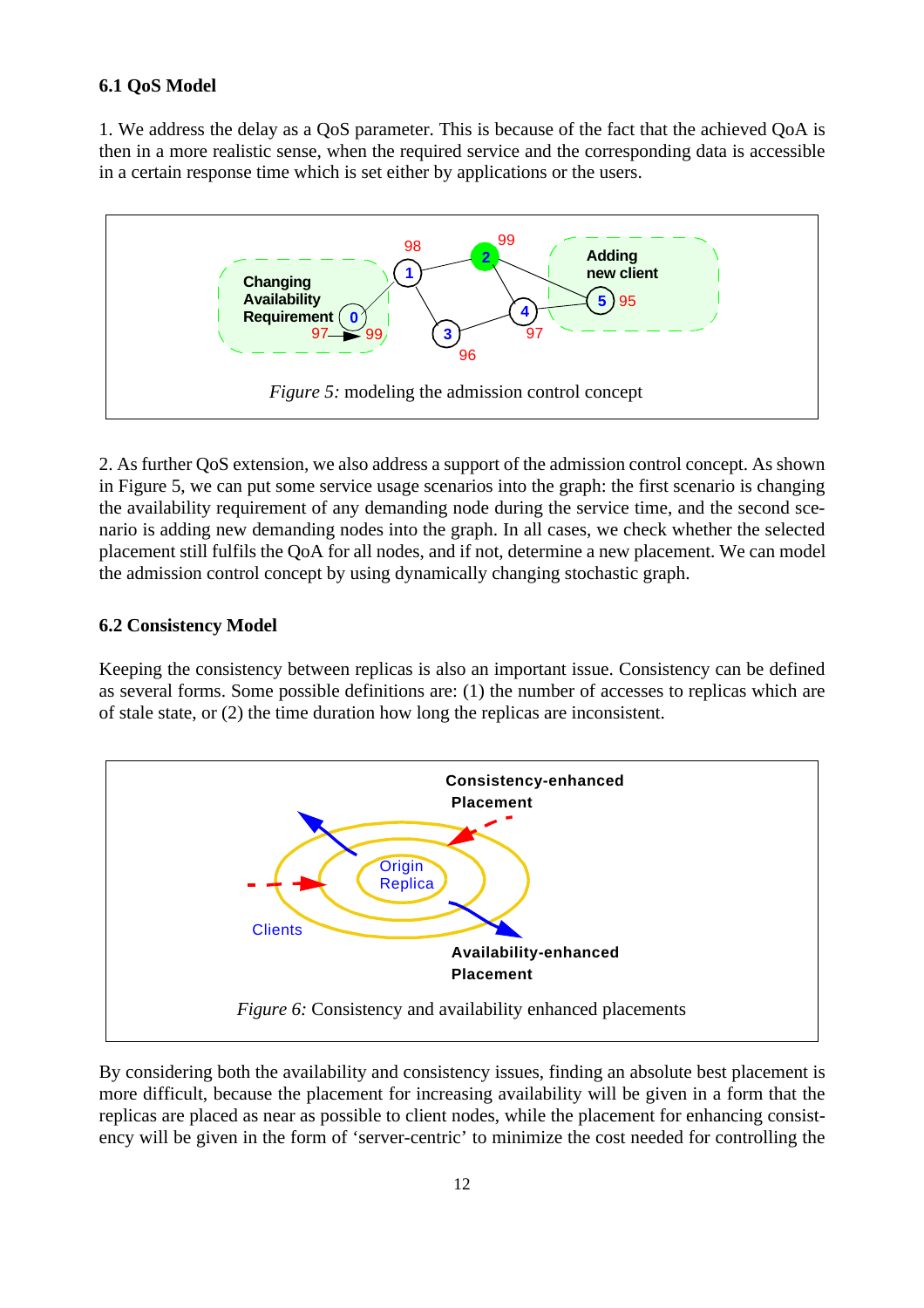### 6.1 QoS Model

1. We address the delay as a QoS parameter. This is because of the fact that the achieved QoA is then in a more realistic sense, when the required service and the corresponding data is accessible in a certain response time which is set either by applications or the users.

*Figure 5:* modeling the admission control concept

2. As further QoS extension, we also address a support of the admission control concept. As shown in Figure 5, we can put some service usage scenarios into the graph: the first scenario is changing the availability requirement of any demanding node during the service time, and the second scenario is adding new demanding nodes into the graph. In all cases, we check whether the selected placement still fulfils the QoA for all nodes, and if not, determine a new placement. We can model the admission control concept by using dynamically changing stochastic graph.

### 6.2 Consistency Model

Keeping the consistency between replicas is also an important issue. Consistency can be defined as several forms. Some possible definitions are: (1) the number of accesses to replicas which are of stale state, or (2) the time duration how long the replicas are inconsistent.

*Figure 6:* Consistency and availability enhanced placements

By considering both the availability and consistency issues, finding an absolute best placement is more difficult, because the placement for increasing availability will be given in a form that the replicas are placed as near as possible to client nodes, while the placement for enhancing consistency will be given in the form of 'server-centric' to minimize the cost needed for controlling the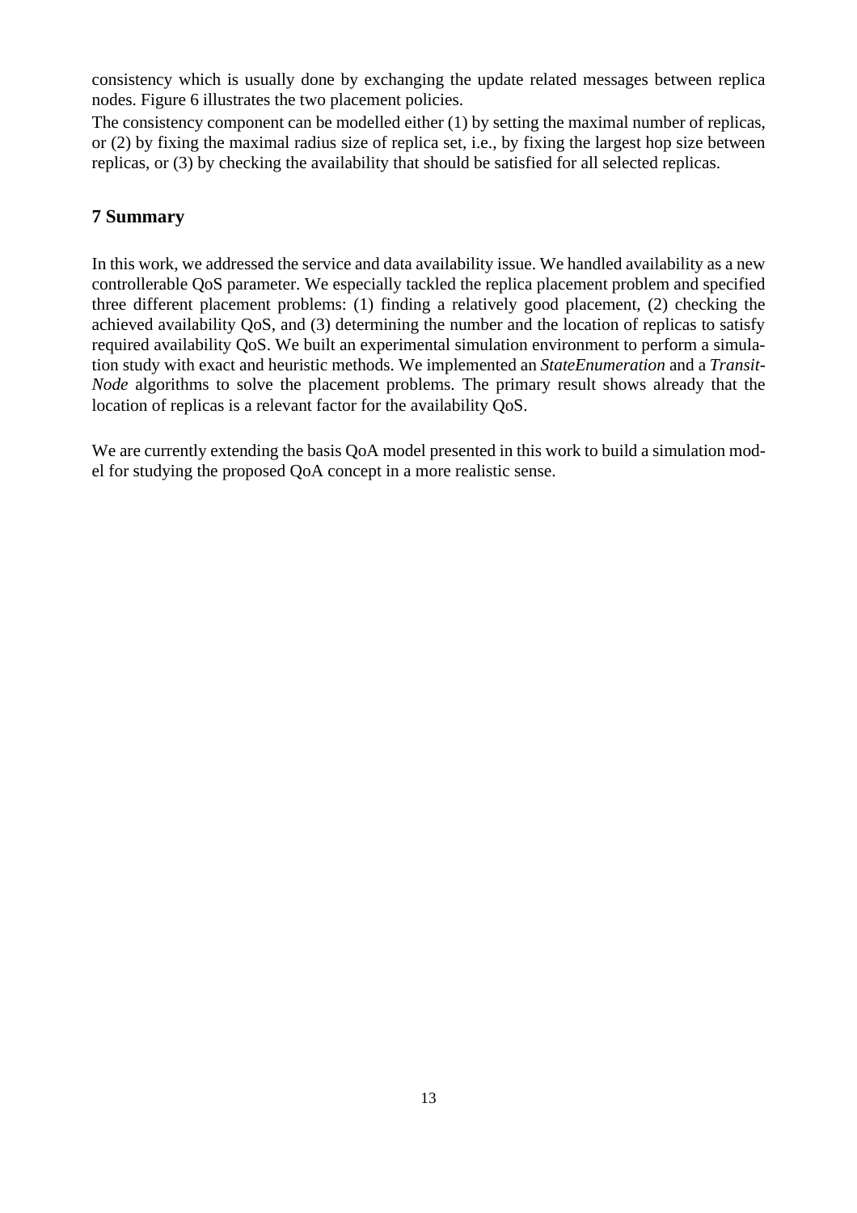consistency which is usually done by exchanging the update related messages between replica nodes. Figure 6 illustrates the two placement policies.

The consistency component can be modelled either (1) by setting the maximal number of replicas, or (2) by fixing the maximal radius size of replica set, i.e., by fixing the largest hop size between replicas, or (3) by checking the availability that should be satisfied for all selected replicas.

## 7 Summary

In this work, we addressed the service and data availability issue. We handled availability as a new controllerable QoS parameter. We especially tackled the replica placement problem and specified three different placement problems: (1) finding a relatively good placement, (2) checking the achieved availability QoS, and (3) determining the number and the location of replicas to satisfy required availability QoS. We built an experimental simulation environment to perform a simulation study with exact and heuristic methods. We implemented an *StateEnumeration* and a *Transit-Node* algorithms to solve the placement problems. The primary result shows already that the location of replicas is a relevant factor for the availability QoS.

We are currently extending the basis QoA model presented in this work to build a simulation model for studying the proposed QoA concept in a more realistic sense.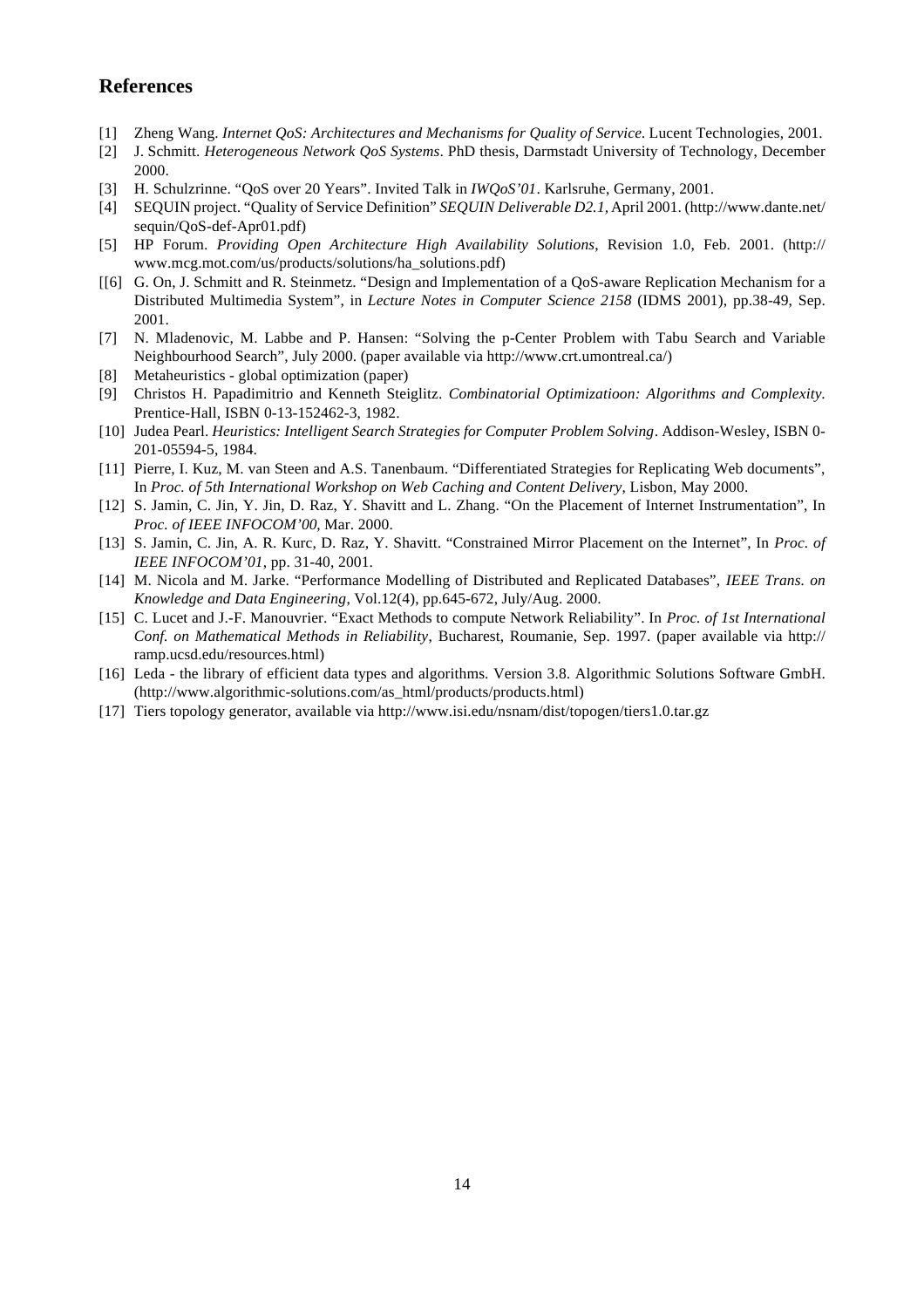## References

[1] Zheng Wang. *Internet QoS: Architectures and Mechanisms for Quality of Service*. Lucent Technologies, 2001.

[2] J. Schmitt. *Heterogeneous Network QoS Systems*. PhD thesis, Darmstadt University of Technology, December 2000.

[3] H. Schulzrinne. "QoS over 20 Years". Invited Talk in *IWQoS'01*. Karlsruhe, Germany, 2001.

[4] SEQUIN project. "Quality of Service Definition" *SEQUIN Deliverable D2.1,* April 2001. (http://www.dante.net/sequin/QoS-def-Apr01.pdf)

[5] HP Forum. *Providing Open Architecture High Availability Solutions*, Revision 1.0, Feb. 2001. (http://www.mcg.mot.com/us/products/solutions/ha_solutions.pdf)

[[6] G. On, J. Schmitt and R. Steinmetz. "Design and Implementation of a QoS-aware Replication Mechanism for a Distributed Multimedia System", in *Lecture Notes in Computer Science 2158* (IDMS 2001), pp.38-49, Sep. 2001.

[7] N. Mladenovic, M. Labbe and P. Hansen: "Solving the p-Center Problem with Tabu Search and Variable Neighbourhood Search", July 2000. (paper available via http://www.crt.umontreal.ca/)

[8] Metaheuristics - global optimization (paper)

[9] Christos H. Papadimitrio and Kenneth Steiglitz. *Combinatorial Optimizatioon: Algorithms and Complexity*. Prentice-Hall, ISBN 0-13-152462-3, 1982.

[10] Judea Pearl. *Heuristics: Intelligent Search Strategies for Computer Problem Solving*. Addison-Wesley, ISBN 0-201-05594-5, 1984.

[11] Pierre, I. Kuz, M. van Steen and A.S. Tanenbaum. "Differentiated Strategies for Replicating Web documents", In *Proc. of 5th International Workshop on Web Caching and Content Delivery*, Lisbon, May 2000.

[12] S. Jamin, C. Jin, Y. Jin, D. Raz, Y. Shavitt and L. Zhang. "On the Placement of Internet Instrumentation", In *Proc. of IEEE INFOCOM'00*, Mar. 2000.

[13] S. Jamin, C. Jin, A. R. Kurc, D. Raz, Y. Shavitt. "Constrained Mirror Placement on the Internet", In *Proc. of IEEE INFOCOM'01*, pp. 31-40, 2001.

[14] M. Nicola and M. Jarke. "Performance Modelling of Distributed and Replicated Databases", *IEEE Trans. on Knowledge and Data Engineering*, Vol.12(4), pp.645-672, July/Aug. 2000.

[15] C. Lucet and J.-F. Manouvrier. "Exact Methods to compute Network Reliability". In *Proc. of 1st International Conf. on Mathematical Methods in Reliability*, Bucharest, Roumanie, Sep. 1997. (paper available via http://ramp.ucsd.edu/resources.html)

[16] Leda - the library of efficient data types and algorithms. Version 3.8. Algorithmic Solutions Software GmbH. (http://www.algorithmic-solutions.com/as_html/products/products.html)

[17] Tiers topology generator, available via http://www.isi.edu/nsnam/dist/topogen/tiers1.0.tar.gz